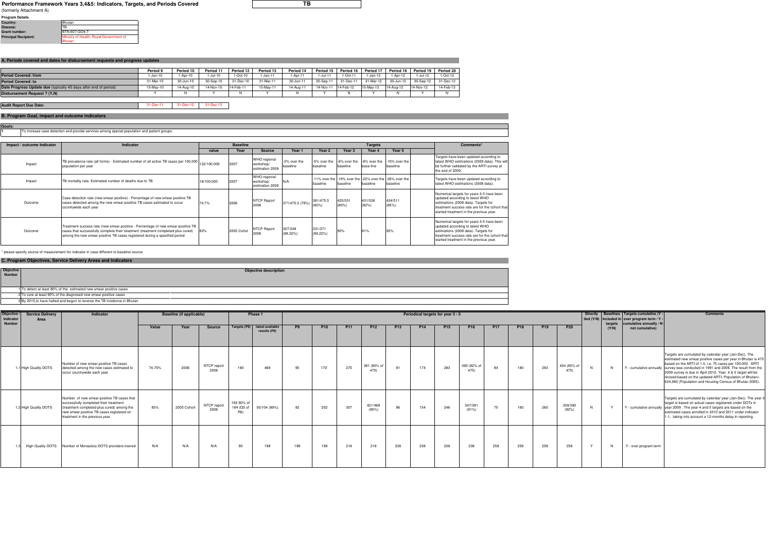# Performance Framework Years 3,4&5: Indicators, Targets, and Periods Covered

**TB**

(formerly Attachment A)

**Program Details**

| | |
|---|---|
| **Country:** | Bhutan |
| **Disease:** | TB |
| **Grant number:** | BTN-607-G04-T |
| **Principal Recipient:** | Ministry of Health, Royal Government of Bhutan |

## A. Periods covered and dates for disbursement requests and progress updates

| | Period 9 | Period 10 | Period 11 | Period 12 | Period 13 | Period 14 | Period 15 | Period 16 | Period 17 | Period 18 | Period 19 | Period 20 |
|---|---|---|---|---|---|---|---|---|---|---|---|---|
| **Period Covered: from** | 1-Jan-10 | 1-Apr-10 | 1-Jul-10 | 1-Oct-10 | 1-Jan-11 | 1-Apr-11 | 1-Jul-11 | 1-Oct-11 | 1-Jan-12 | 1-Apr-12 | 1-Jul-12 | 1-Oct-12 |
| **Period Covered: to** | 31-Mar-10 | 30-Jun-10 | 30-Sep-10 | 31-Dec-10 | 31-Mar-11 | 30-Jun-11 | 30-Sep-11 | 31-Dec-11 | 31-Mar-12 | 30-Jun-12 | 30-Sep-12 | 31-Dec-12 |
| **Date Progress Update due** (typically 45 days after end of period) | 15-May-10 | 14-Aug-10 | 14-Nov-10 | 14-Feb-11 | 15-May-11 | 14-Aug-11 | 14-Nov-11 | 14-Feb-12 | 15-May-12 | 14-Aug-12 | 14-Nov-12 | 14-Feb-13 |
| **Disbursement Request ? (Y,N)** | Y | N | Y | N | Y | N | Y | N | Y | N | Y | N |

| **Audit Report Due Date:** | 31-Dec-11 | 31-Dec-12 | 31-Dec-13 |
|---|---|---|---|

## B. Program Goal, impact and outcome indicators

**Goals:**

1. To increase case detection and provide services among special population and patient groups

| Impact / outcome Indicator | Indicator | Baseline | | | Targets | | | | | | Comments* |
|---|---|---|---|---|---|---|---|---|---|---|---|
| | | value | Year | Source | Year 1 | Year 2 | Year 3 | Year 4 | Year 5 | | |
| Impact | TB prevalence rate (all forms) - Estimated number of all active TB cases per 100,000 population per year | 122/100,000 | 2007 | WHO regional workshop/ estimation 2009 | -3% over the baseline | -5% over the baseline | -6% over the baseline | -8% over the base line | -10% over the baseline | | Targets have been updated according to latest WHO estimations (2009 data). This will be further validated by the ARTI survey at the end of 2009. |
| Impact | TB mortality rate- Estimated number of deaths due to TB | 18/100,000 | 2007 | WHO regional workshop/ estimation 2009 | N/A | -11% over the baseline | -16% over the baseline | -22% over the baseline | -26% over the baseline | | Targets have been updated according to latest WHO estimations (2008 data). |
| Outcome | Case detection rate (new smear positive) - Percentage of new smear positive TB cases detected among the new smear positive TB cases estimated to occur countrywide each year | 74.7% | 2006 | NTCP Report 2006 | 371/475.5 (78%) | 381/475.5 (80%) | 425/531 (80%) | 431/526 (82%) | 434/511 (85%) | | Numerical targets for years 3-5 have been updated according to latest WHO estimations (2008 data). Targets for treatment success rate are for the cohort that started treatment in the previous year. |
| Outcome | Treatment success rate (new smear positive - Percentage of new smear positive TB cases that successfully complete their treatment (treatment completed plus cured) among the new smear positive TB cases registered during a specified period | 83% | 2005 Cohot | NTCP Report 2006 | 307/348 (88.22%) | 331/371 (89.22%) | 90% | 91% | 92% | | Numerical targets for years 3-5 have been updated according to latest WHO estimations (2008 data). Targets for treatment success rate are for the cohort that started treatment in the previous year. |

\* please specify source of measurement for indicator in case different to baseline source

## C. Program Objectives, Service Delivery Areas and Indicators

| Objective Number | Objective description |
|---|---|
| 1 | To detect at least 80% of the estimated new smear positive cases |
| 2 | To cure at least 90% of the diagnosed new smear positive cases |
| 3 | By 2015,to have halted and begun to reverse the TB incidence in Bhutan |

| Objective / Indicator Number | Service Delivery Area | Indicator | Baseline (if applicable) | | | Phase 1 | | Periodical targets for year 3 - 5 | | | | | | | | | | | | Directly tied (Y/N) | Baselines Included in targets (Y/N) | Targets cumulative (Y - over program term / Y - cumulative annually / N - not cumulative) | Comments |
|---|---|---|---|---|---|---|---|---|---|---|---|---|---|---|---|---|---|---|---|---|---|---|---|
| | | | Value | Year | Source | Targets (P8) | latest available results (P8) | P9 | P10 | P11 | P12 | P13 | P14 | P15 | P16 | P17 | P18 | P19 | P20 | | | | |
| 1.1 | High Quality DOTS | Number of new smear positive TB cases detected among the new cases estimated to occur countrywide each year | 74.70% | 2006 | NTCP report 2006 | 190 | 468 | 95 | 170` | 270 | 381 (80% of 475) | 81 | 174 | 283 | 390 (82% of 475) | 84 | 180 | 283 | 404 (85% of 475) | N | N | Y - cumulative annually | Targets are cumulated by calendar year (Jan-Dec). The estimated new smear positive cases per year in Bhutan is 475 based on the ARTI of 1.5, i.e. 75 cases per 100,000. ARTI survey was conducted in 1991 and 2009. The result from the 2009 survey is due in April 2010. Year 4 & 5 target will be revised based on the updated ARTI. Population of Bhutan= 634,982 (Population and Housing Census of Bhutan 2005). |
| 1.2 | High Quality DOTS | Number of new smear positive TB cases that successfully completed their treatment (treatment completed plus cured) among the new smear positive TB cases registered on treatment in the previous year. | 83% | 2005 Cohort | NTCP report 2006 | 165 90% of 184 (Q5 of R6) | 93/104 (89%) | 92 | 202 | 307 | 421/468 (90%) | 86 | 154 | 246 | 347/381 (91%) | 75 | 160 | 260 | 359/390 (92%) | N | Y | Y - cumulative annually | Targets are cumulated by calendar year (Jan-Dec). The year 3 target is based on actual cases registered under DOTs in year 2009 . The year 4 and 5 targets are based on the estimated cases enrolled in 2010 and 2011 under indicator 1.1, taking into account a 12-months delay in reporting. |
| 1.3 | High Quality DOTS | Number of Monastery DOTS providers trained | N/A | N/A | N/A | 90 | 198 | 198 | 198 | 218 | 218 | 238 | 238 | 238 | 238 | 258 | 258 | 258 | 258 | Y | N | Y - over program term | |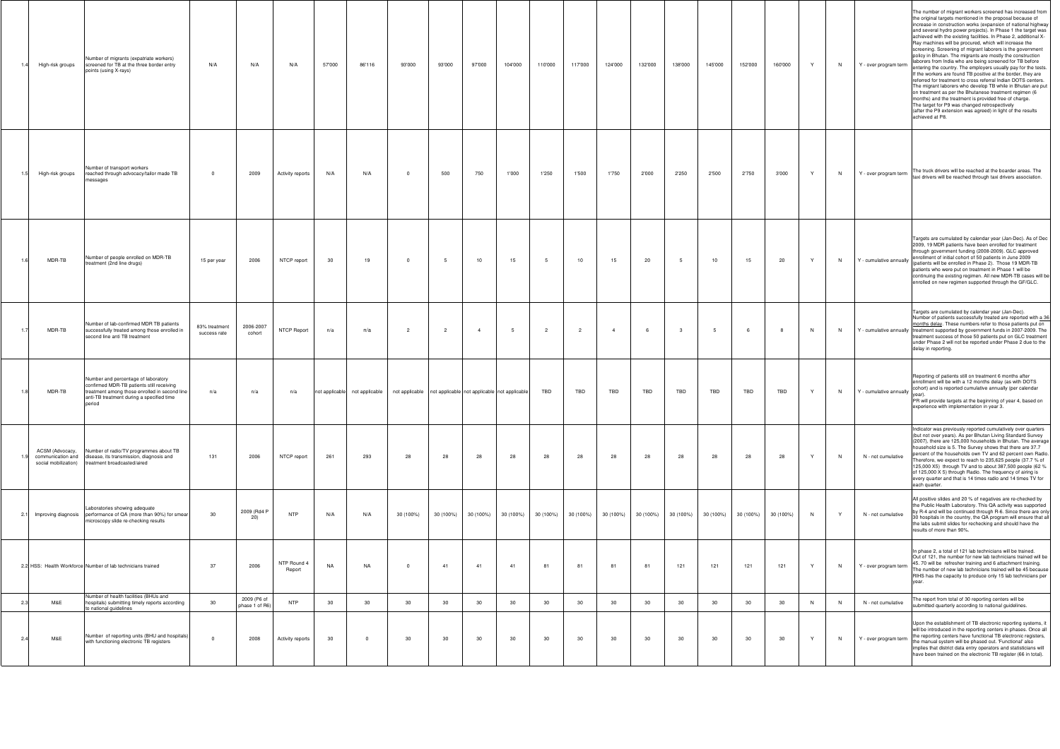| | | | | | | | | | | | | | | | | | | | | | | | | |
|---|---|---|---|---|---|---|---|---|---|---|---|---|---|---|---|---|---|---|---|---|---|---|---|---|
| 1.4 | High-risk groups | Number of migrants (expatriate workers) screened for TB at the three border entry points (using X-rays) | N/A | N/A | N/A | 57'000 | 86'116 | 93'000 | 93'000 | 97'000 | 104'000 | 110'000 | 117'000 | 124'000 | 132'000 | 138'000 | 145'000 | 152'000 | 160'000 | Y | N | Y - over program term | The number of migrant workers screened has increased from the original targets mentioned in the proposal because of increase in construction works (expansion of national highway and several hydro power projects). In Phase 1 the target was achieved with the existing facilities. In Phase 2, additional X-Ray machines will be procured, which will increase the screening. Screening of migrant laborers is the government policy in Bhutan. The migrants are mostly the construction laborers from India who are being screened for TB before entering the country. The employers usually pay for the tests. If the workers are found TB positive at the border, they are referred for treatment to cross referral Indian DOTS centers. The migrant laborers who develop TB while in Bhutan are put on treatment as per the Bhutanese treatment regimen (6 months) and the treatment is provided free of charge. The target for P9 was changed retrospectively (after the P9 extension was agreed) in light of the results achieved at P8. |
| 1.5 | High-risk groups | Number of transport workers reached through advocacy/tailor made TB messages | 0 | 2009 | Activity reports | N/A | N/A | 0 | 500 | 750 | 1'000 | 1'250 | 1'500 | 1'750 | 2'000 | 2'250 | 2'500 | 2'750 | 3'000 | Y | N | Y - over program term | The truck drivers will be reached at the boarder areas. The taxi drivers will be reached through taxi drivers association. |
| 1.6 | MDR-TB | Number of people enrolled on MDR-TB treatment (2nd line drugs) | 15 per year | 2006 | NTCP report | 30 | 19 | 0 | 5 | 10 | 15 | 5 | 10 | 15 | 20 | 5 | 10 | 15 | 20 | Y | N | Y - cumulative annually | Targets are cumulated by calendar year (Jan-Dec). As of Dec 2009, 19 MDR patients have been enrolled for treatment through government funding (2008-2009). GLC approved enrollment of initial cohort of 50 patients in June 2009 (patients will be enrolled in Phase 2). Those 19 MDR-TB patients who were put on treatment in Phase 1 will be continuing the existing regimen. All new MDR-TB cases will be enrolled on new regimen supported through the GF/GLC. |
| 1.7 | MDR-TB | Number of lab-confirmed MDR TB patients successfully treated among those enrolled in second line anti TB treatment | 83% treatment success rate | 2006-2007 cohort | NTCP Report | n/a | n/a | 2 | 2 | 4 | 5 | 2 | 2 | 4 | 6 | 3 | 5 | 6 | 8 | N | N | Y - cumulative annually | Targets are cumulated by calendar year (Jan-Dec). Number of patients successfully treated are reported with a 36 months delay. These numbers refer to those patients put on treatment supported by government funds in 2007-2009. The treatment success of those 50 patients put on GLC treatment under Phase 2 will not be reported under Phase 2 due to the delay in reporting. |
| 1.8 | MDR-TB | Number and percentage of laboratory confirmed MDR-TB patients still receiving treatment among those enrolled in second line anti-TB treatment during a specified time period | n/a | n/a | n/a | not applicable | not applicable | not applicable | not applicable | not applicable | not applicable | TBD | TBD | TBD | TBD | TBD | TBD | TBD | TBD | Y | N | Y - cumulative annually | Reporting of patients still on treatment 6 months after enrollment will be with a 12 months delay (as with DOTS cohort) and is reported cumulative annually (per calendar year). PR will provide targets at the beginning of year 4, based on experience with implementation in year 3. |
| 1.9 | ACSM (Advocacy, communication and social mobilization) | Number of radio/TV programmes about TB disease, its transmission, diagnosis and treatment broadcasted/aired | 131 | 2006 | NTCP report | 261 | 293 | 28 | 28 | 28 | 28 | 28 | 28 | 28 | 28 | 28 | 28 | 28 | 28 | Y | N | N - not cumulative | Indicator was previously reported cumulatively over quarters (but not over years). As per Bhutan Living Standard Survey (2007), there are 125,000 households in Bhutan. The average household size is 5. The Survey shows that there are 37.7 percent of the households own TV and 62 percent own Radio. Therefore, we expect to reach to 235,625 people (37.7 % of 125,000 X5) through TV and to about 387,500 people (62 % of 125,000 X 5) through Radio. The frequency of airing is every quarter and that is 14 times radio and 14 times TV for each quarter. |
| 2.1 | Improving diagnosis | Laboratories showing adequate performance of QA (more than 90%) for smear microscopy slide re-checking results | 30 | 2009 (Rd4 P 20) | NTP | N/A | N/A | 30 (100%) | 30 (100%) | 30 (100%) | 30 (100%) | 30 (100%) | 30 (100%) | 30 (100%) | 30 (100%) | 30 (100%) | 30 (100%) | 30 (100%) | 30 (100%) | N | Y | N - not cumulative | All positive slides and 20 % of negatives are re-checked by the Public Health Laboratory. This QA activity was supported by R-4 and will be continued through R-6. Since there are only 30 hospitals in the country, the QA program will ensure that all the labs submit slides for rechecking and should have the results of more than 90%. |
| 2.2 | HSS: Health Workforce | Number of lab technicians trained | 37 | 2006 | NTP Round 4 Report | NA | NA | 0 | 41 | 41 | 41 | 81 | 81 | 81 | 81 | 121 | 121 | 121 | 121 | Y | N | Y - over program term | In phase 2, a total of 121 lab technicians will be trained. Out of 121, the number for new lab technicians trained will be 45. 70 will be refresher training and 6 attachment training. The number of new lab technicians trained will be 45 because RIHS has the capacity to produce only 15 lab technicians per year. |
| 2.3 | M&E | Number of health facilities (BHUs and hospitals) submitting timely reports according to national guidelines | 30 | 2009 (P6 of phase 1 of R6) | NTP | 30 | 30 | 30 | 30 | 30 | 30 | 30 | 30 | 30 | 30 | 30 | 30 | 30 | 30 | N | N | N - not cumulative | The report from total of 30 reporting centers will be submitted quarterly according to national guidelines. |
| 2.4 | M&E | Number of reporting units (BHU and hospitals) with functioning electronic TB registers | 0 | 2008 | Activity reports | 30 | 0 | 30 | 30 | 30 | 30 | 30 | 30 | 30 | 30 | 30 | 30 | 30 | 30 | Y | N | Y - over program term | Upon the establishment of TB electronic reporting systems, it will be introduced in the reporting centers in phases. Once all the reporting centers have functional TB electronic registers, the manual system will be phased out. 'Functional' also implies that district data entry operators and statisticians will have been trained on the electronic TB register (66 in total). |